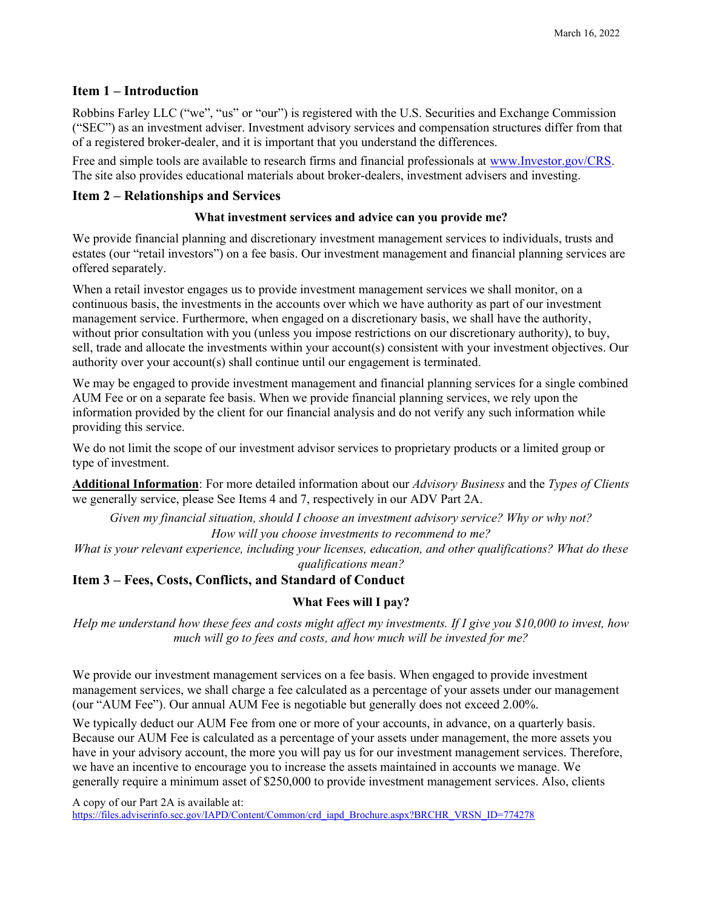March 16, 2022

## Item 1 – Introduction

Robbins Farley LLC ("we", "us" or "our") is registered with the U.S. Securities and Exchange Commission ("SEC") as an investment adviser. Investment advisory services and compensation structures differ from that of a registered broker-dealer, and it is important that you understand the differences.

Free and simple tools are available to research firms and financial professionals at [www.Investor.gov/CRS](www.Investor.gov/CRS). The site also provides educational materials about broker-dealers, investment advisers and investing.

## Item 2 – Relationships and Services

**What investment services and advice can you provide me?**

We provide financial planning and discretionary investment management services to individuals, trusts and estates (our "retail investors") on a fee basis. Our investment management and financial planning services are offered separately.

When a retail investor engages us to provide investment management services we shall monitor, on a continuous basis, the investments in the accounts over which we have authority as part of our investment management service. Furthermore, when engaged on a discretionary basis, we shall have the authority, without prior consultation with you (unless you impose restrictions on our discretionary authority), to buy, sell, trade and allocate the investments within your account(s) consistent with your investment objectives. Our authority over your account(s) shall continue until our engagement is terminated.

We may be engaged to provide investment management and financial planning services for a single combined AUM Fee or on a separate fee basis. When we provide financial planning services, we rely upon the information provided by the client for our financial analysis and do not verify any such information while providing this service.

We do not limit the scope of our investment advisor services to proprietary products or a limited group or type of investment.

**Additional Information**: For more detailed information about our *Advisory Business* and the *Types of Clients* we generally service, please See Items 4 and 7, respectively in our ADV Part 2A.

*Given my financial situation, should I choose an investment advisory service? Why or why not?*
*How will you choose investments to recommend to me?*
*What is your relevant experience, including your licenses, education, and other qualifications? What do these qualifications mean?*

## Item 3 – Fees, Costs, Conflicts, and Standard of Conduct

**What Fees will I pay?**

*Help me understand how these fees and costs might affect my investments. If I give you $10,000 to invest, how much will go to fees and costs, and how much will be invested for me?*

We provide our investment management services on a fee basis. When engaged to provide investment management services, we shall charge a fee calculated as a percentage of your assets under our management (our "AUM Fee"). Our annual AUM Fee is negotiable but generally does not exceed 2.00%.

We typically deduct our AUM Fee from one or more of your accounts, in advance, on a quarterly basis. Because our AUM Fee is calculated as a percentage of your assets under management, the more assets you have in your advisory account, the more you will pay us for our investment management services. Therefore, we have an incentive to encourage you to increase the assets maintained in accounts we manage. We generally require a minimum asset of $250,000 to provide investment management services. Also, clients

A copy of our Part 2A is available at:
[https://files.adviserinfo.sec.gov/IAPD/Content/Common/crd_iapd_Brochure.aspx?BRCHR_VRSN_ID=774278](https://files.adviserinfo.sec.gov/IAPD/Content/Common/crd_iapd_Brochure.aspx?BRCHR_VRSN_ID=774278)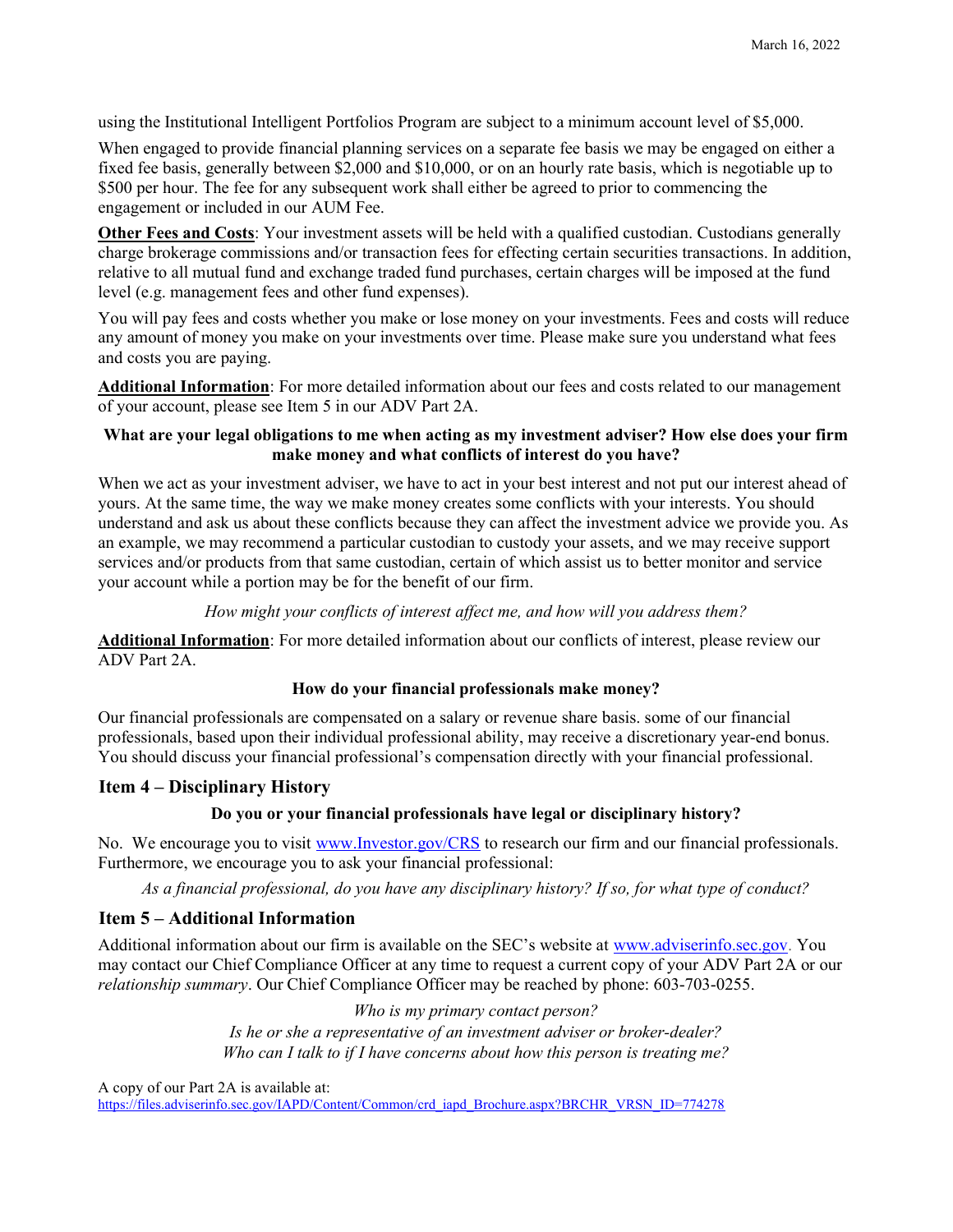using the Institutional Intelligent Portfolios Program are subject to a minimum account level of $5,000.

When engaged to provide financial planning services on a separate fee basis we may be engaged on either a fixed fee basis, generally between $2,000 and $10,000, or on an hourly rate basis, which is negotiable up to $500 per hour. The fee for any subsequent work shall either be agreed to prior to commencing the engagement or included in our AUM Fee.

**Other Fees and Costs**: Your investment assets will be held with a qualified custodian. Custodians generally charge brokerage commissions and/or transaction fees for effecting certain securities transactions. In addition, relative to all mutual fund and exchange traded fund purchases, certain charges will be imposed at the fund level (e.g. management fees and other fund expenses).

You will pay fees and costs whether you make or lose money on your investments. Fees and costs will reduce any amount of money you make on your investments over time. Please make sure you understand what fees and costs you are paying.

**Additional Information**: For more detailed information about our fees and costs related to our management of your account, please see Item 5 in our ADV Part 2A.

**What are your legal obligations to me when acting as my investment adviser? How else does your firm make money and what conflicts of interest do you have?**

When we act as your investment adviser, we have to act in your best interest and not put our interest ahead of yours. At the same time, the way we make money creates some conflicts with your interests. You should understand and ask us about these conflicts because they can affect the investment advice we provide you. As an example, we may recommend a particular custodian to custody your assets, and we may receive support services and/or products from that same custodian, certain of which assist us to better monitor and service your account while a portion may be for the benefit of our firm.

*How might your conflicts of interest affect me, and how will you address them?*

**Additional Information**: For more detailed information about our conflicts of interest, please review our ADV Part 2A.

**How do your financial professionals make money?**

Our financial professionals are compensated on a salary or revenue share basis. some of our financial professionals, based upon their individual professional ability, may receive a discretionary year-end bonus. You should discuss your financial professional's compensation directly with your financial professional.

## Item 4 – Disciplinary History

**Do you or your financial professionals have legal or disciplinary history?**

No. We encourage you to visit www.Investor.gov/CRS to research our firm and our financial professionals. Furthermore, we encourage you to ask your financial professional:

*As a financial professional, do you have any disciplinary history? If so, for what type of conduct?*

## Item 5 – Additional Information

Additional information about our firm is available on the SEC's website at www.adviserinfo.sec.gov. You may contact our Chief Compliance Officer at any time to request a current copy of your ADV Part 2A or our *relationship summary*. Our Chief Compliance Officer may be reached by phone: 603-703-0255.

*Who is my primary contact person?*
*Is he or she a representative of an investment adviser or broker-dealer?*
*Who can I talk to if I have concerns about how this person is treating me?*

A copy of our Part 2A is available at:
https://files.adviserinfo.sec.gov/IAPD/Content/Common/crd_iapd_Brochure.aspx?BRCHR_VRSN_ID=774278